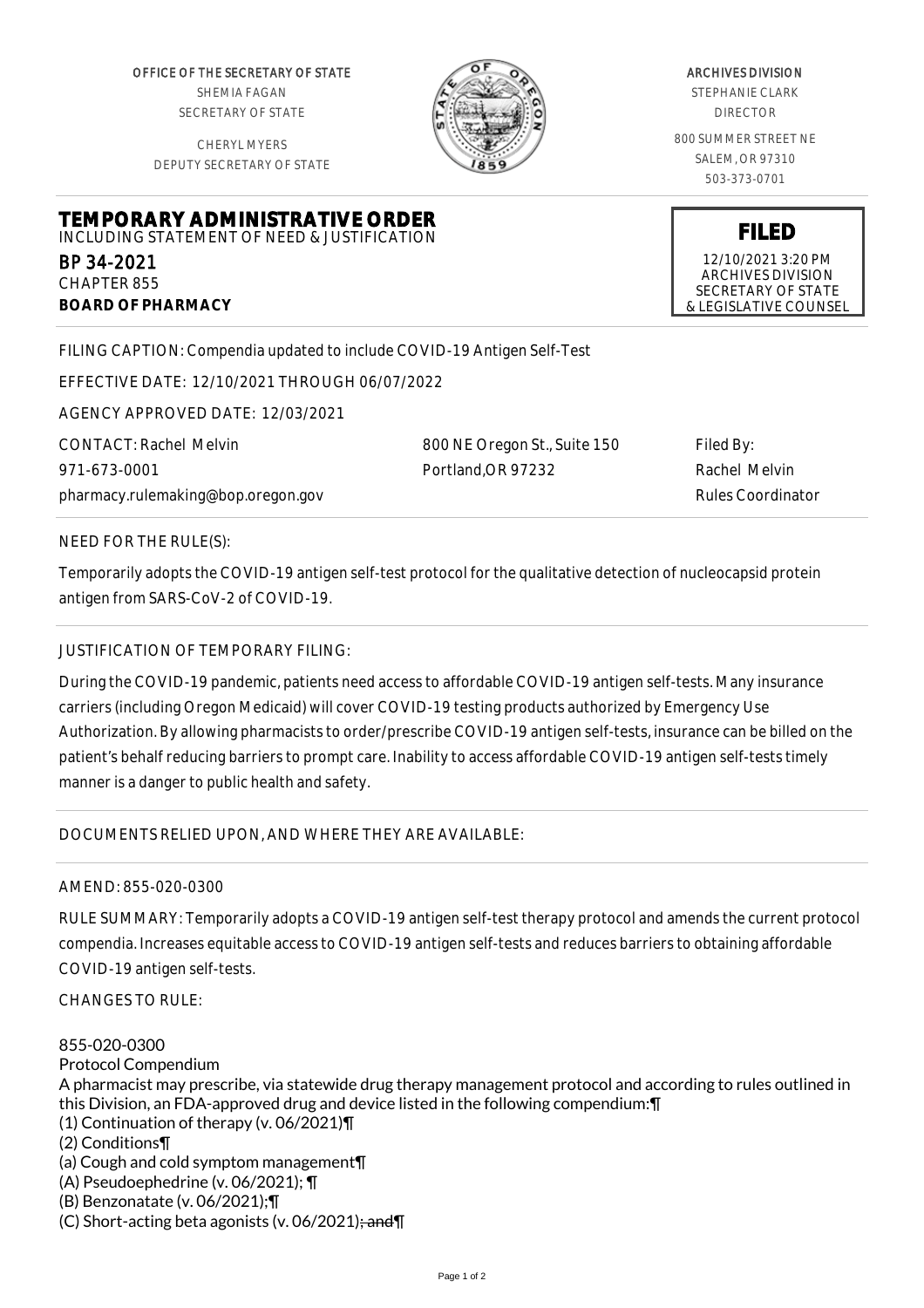OFFICE OF THE SECRETARY OF STATE
SHEMIA FAGAN
SECRETARY OF STATE

CHERYL MYERS
DEPUTY SECRETARY OF STATE

ARCHIVES DIVISION
STEPHANIE CLARK
DIRECTOR

800 SUMMER STREET NE
SALEM, OR 97310
503-373-0701

# TEMPORARY ADMINISTRATIVE ORDER

INCLUDING STATEMENT OF NEED & JUSTIFICATION

BP 34-2021
CHAPTER 855
**BOARD OF PHARMACY**

**FILED**
12/10/2021 3:20 PM
ARCHIVES DIVISION
SECRETARY OF STATE
& LEGISLATIVE COUNSEL

FILING CAPTION: Compendia updated to include COVID-19 Antigen Self-Test

EFFECTIVE DATE: 12/10/2021 THROUGH 06/07/2022

AGENCY APPROVED DATE: 12/03/2021

CONTACT: Rachel Melvin
971-673-0001
pharmacy.rulemaking@bop.oregon.gov

800 NE Oregon St., Suite 150
Portland,OR 97232

Filed By:
Rachel Melvin
Rules Coordinator

NEED FOR THE RULE(S):

Temporarily adopts the COVID-19 antigen self-test protocol for the qualitative detection of nucleocapsid protein antigen from SARS-CoV-2 of COVID-19.

JUSTIFICATION OF TEMPORARY FILING:

During the COVID-19 pandemic, patients need access to affordable COVID-19 antigen self-tests. Many insurance carriers (including Oregon Medicaid) will cover COVID-19 testing products authorized by Emergency Use Authorization. By allowing pharmacists to order/prescribe COVID-19 antigen self-tests, insurance can be billed on the patient's behalf reducing barriers to prompt care. Inability to access affordable COVID-19 antigen self-tests timely manner is a danger to public health and safety.

DOCUMENTS RELIED UPON, AND WHERE THEY ARE AVAILABLE:

AMEND: 855-020-0300

RULE SUMMARY: Temporarily adopts a COVID-19 antigen self-test therapy protocol and amends the current protocol compendia. Increases equitable access to COVID-19 antigen self-tests and reduces barriers to obtaining affordable COVID-19 antigen self-tests.

CHANGES TO RULE:

855-020-0300
Protocol Compendium
A pharmacist may prescribe, via statewide drug therapy management protocol and according to rules outlined in this Division, an FDA-approved drug and device listed in the following compendium:¶
(1) Continuation of therapy (v. 06/2021)¶
(2) Conditions¶
(a) Cough and cold symptom management¶
(A) Pseudoephedrine (v. 06/2021); ¶
(B) Benzonatate (v. 06/2021);¶
(C) Short-acting beta agonists (v. 06/2021)~~; and~~¶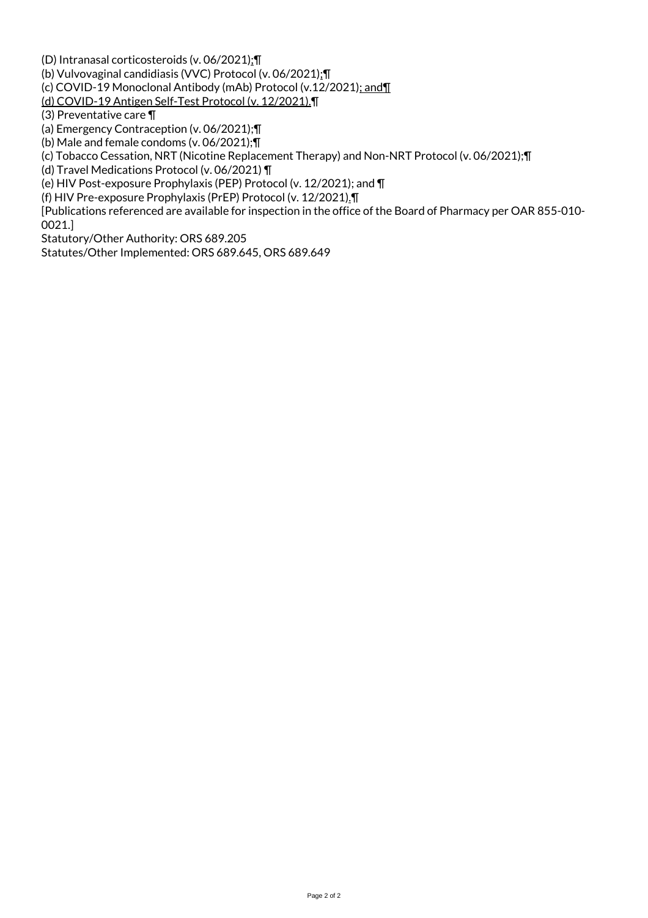(D) Intranasal corticosteroids (v. 06/2021);¶

(b) Vulvovaginal candidiasis (VVC) Protocol (v. 06/2021);¶

(c) COVID-19 Monoclonal Antibody (mAb) Protocol (v.12/2021); and¶

(d) COVID-19 Antigen Self-Test Protocol (v. 12/2021).¶

(3) Preventative care ¶

(a) Emergency Contraception (v. 06/2021);¶

(b) Male and female condoms (v. 06/2021);¶

(c) Tobacco Cessation, NRT (Nicotine Replacement Therapy) and Non-NRT Protocol (v. 06/2021);¶

(d) Travel Medications Protocol (v. 06/2021) ¶

(e) HIV Post-exposure Prophylaxis (PEP) Protocol (v. 12/2021); and ¶

(f) HIV Pre-exposure Prophylaxis (PrEP) Protocol (v. 12/2021).¶

[Publications referenced are available for inspection in the office of the Board of Pharmacy per OAR 855-010-0021.]

Statutory/Other Authority: ORS 689.205

Statutes/Other Implemented: ORS 689.645, ORS 689.649